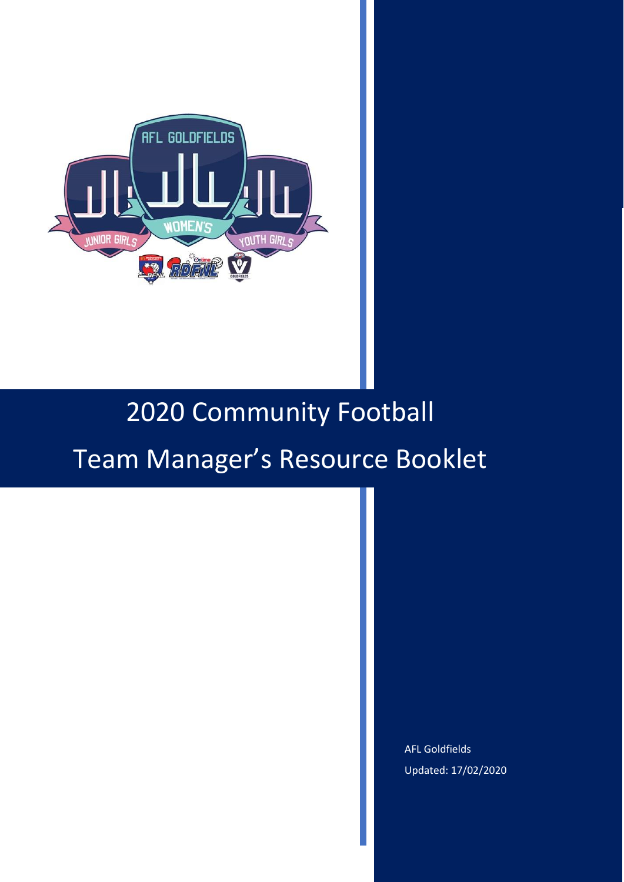# 2020 Community Football

# Team Manager's Resource Booklet

AFL Goldfields

Updated: 17/02/2020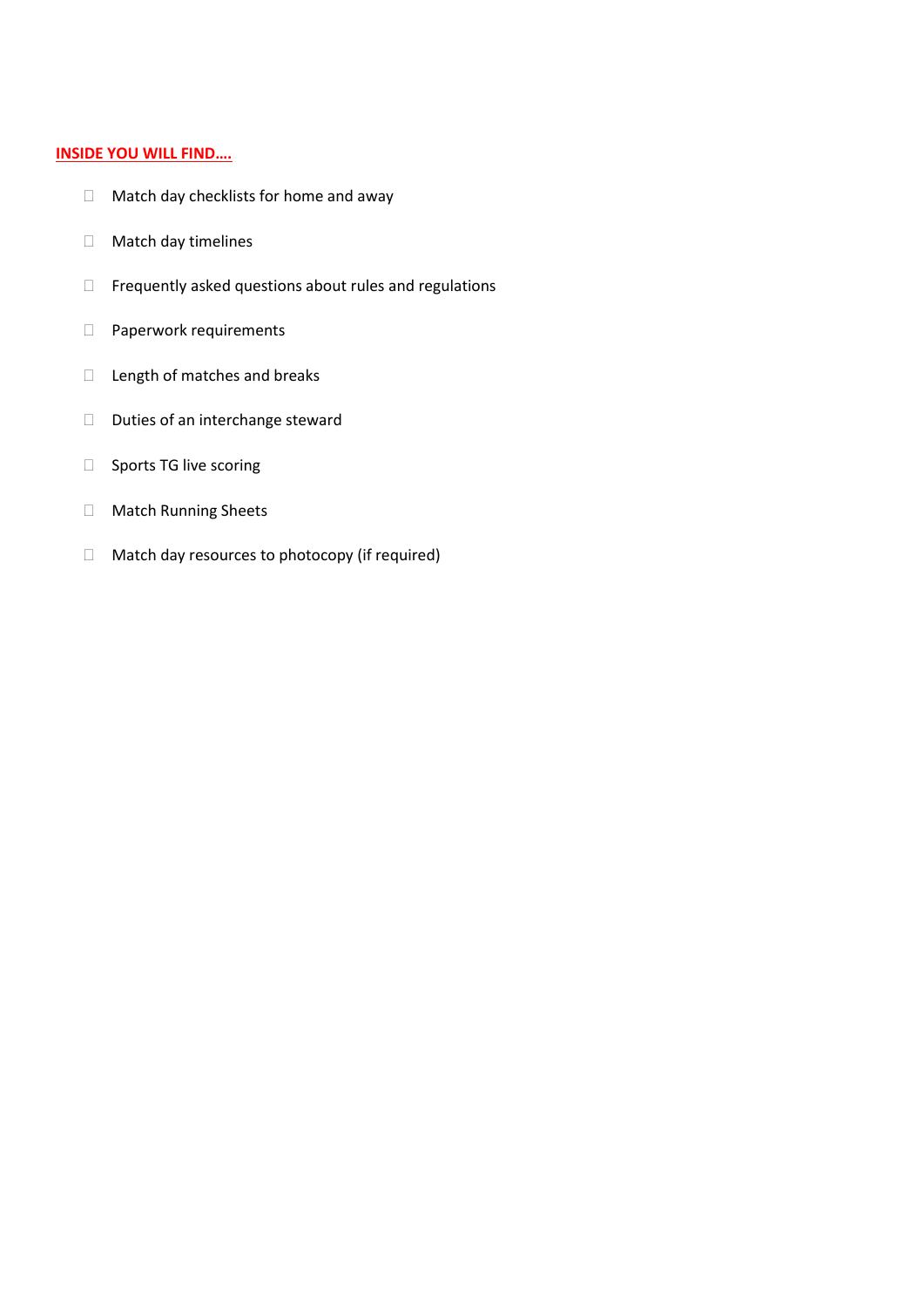**INSIDE YOU WILL FIND….**

- Match day checklists for home and away
- Match day timelines
- Frequently asked questions about rules and regulations
- Paperwork requirements
- Length of matches and breaks
- Duties of an interchange steward
- Sports TG live scoring
- Match Running Sheets
- Match day resources to photocopy (if required)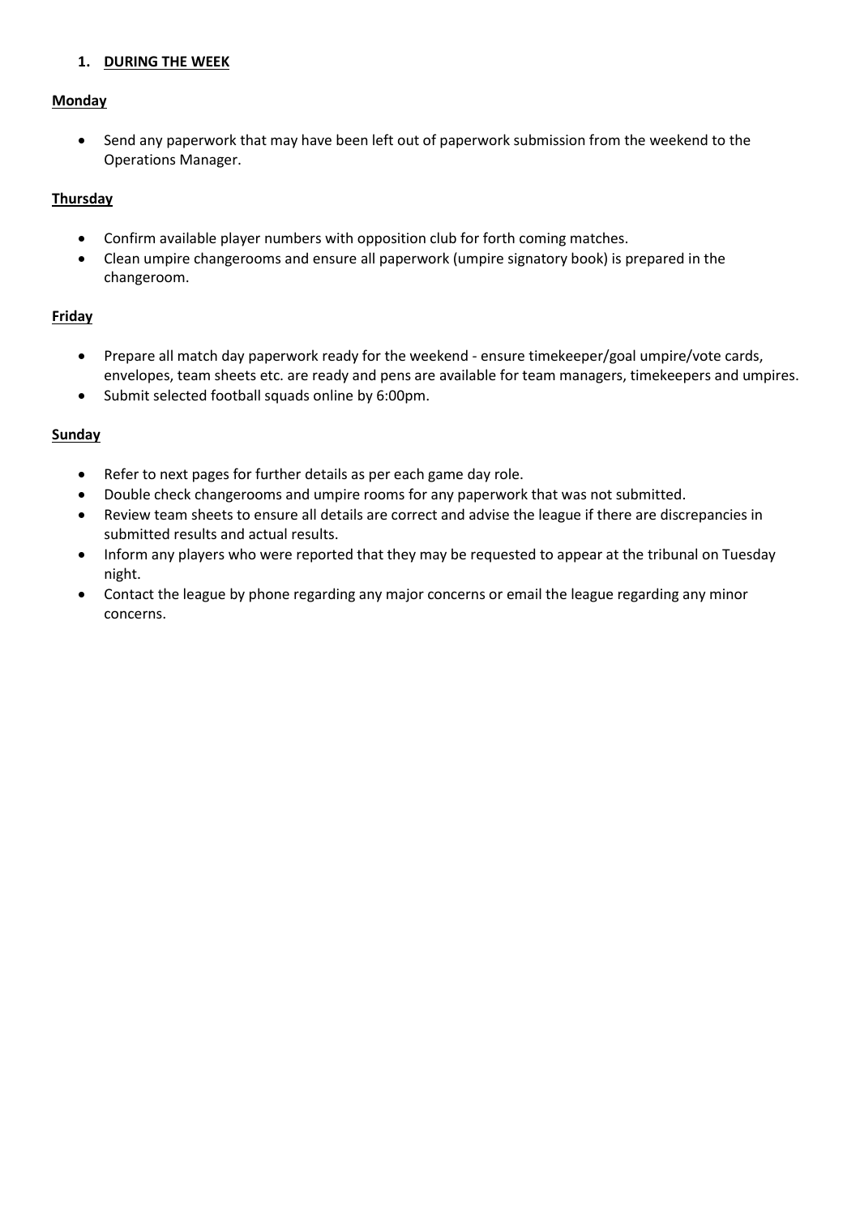## 1. DURING THE WEEK

### Monday

- Send any paperwork that may have been left out of paperwork submission from the weekend to the Operations Manager.

### Thursday

- Confirm available player numbers with opposition club for forth coming matches.
- Clean umpire changerooms and ensure all paperwork (umpire signatory book) is prepared in the changeroom.

### Friday

- Prepare all match day paperwork ready for the weekend - ensure timekeeper/goal umpire/vote cards, envelopes, team sheets etc. are ready and pens are available for team managers, timekeepers and umpires.
- Submit selected football squads online by 6:00pm.

### Sunday

- Refer to next pages for further details as per each game day role.
- Double check changerooms and umpire rooms for any paperwork that was not submitted.
- Review team sheets to ensure all details are correct and advise the league if there are discrepancies in submitted results and actual results.
- Inform any players who were reported that they may be requested to appear at the tribunal on Tuesday night.
- Contact the league by phone regarding any major concerns or email the league regarding any minor concerns.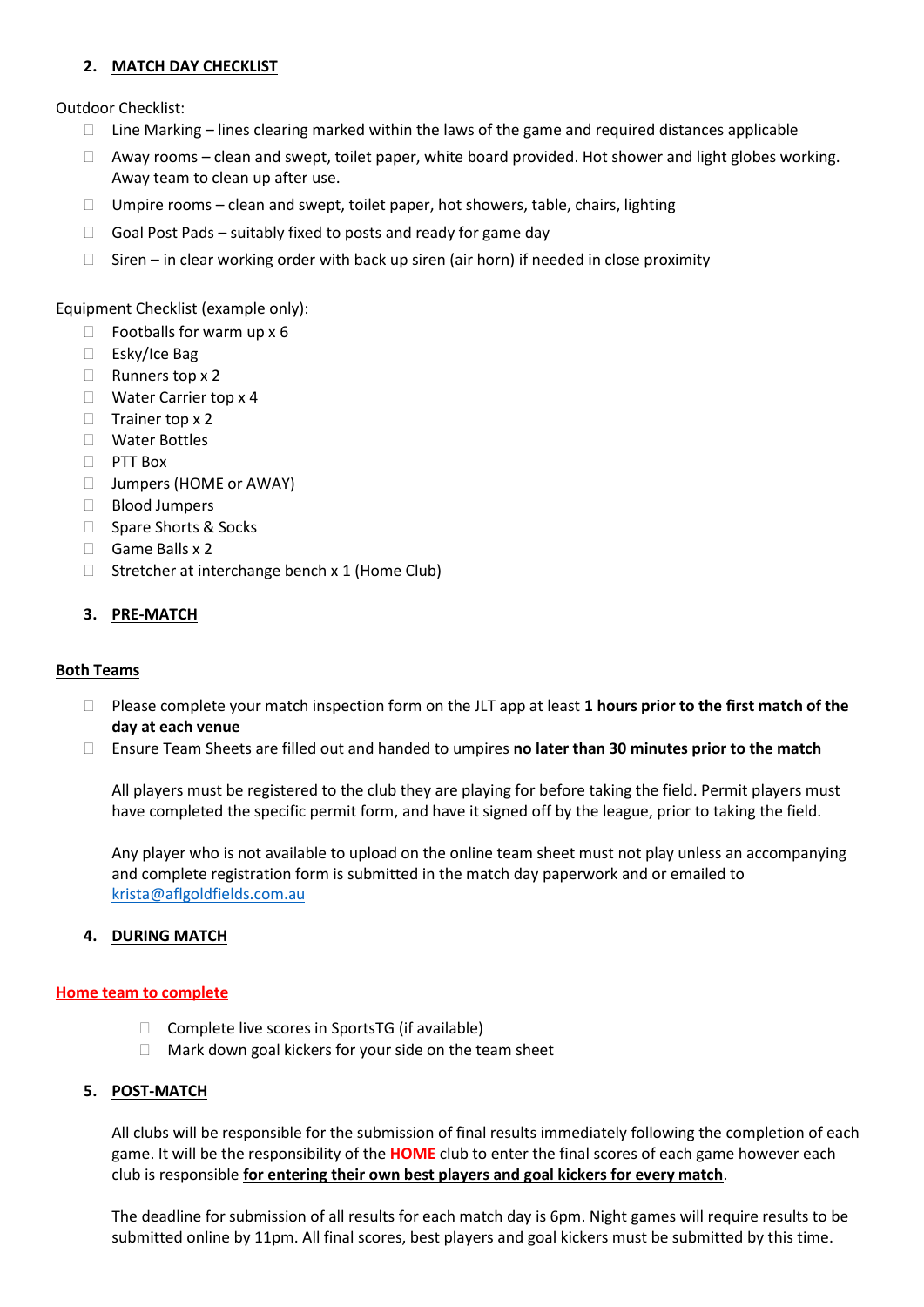## 2. MATCH DAY CHECKLIST

Outdoor Checklist:

- Line Marking – lines clearing marked within the laws of the game and required distances applicable
- Away rooms – clean and swept, toilet paper, white board provided. Hot shower and light globes working. Away team to clean up after use.
- Umpire rooms – clean and swept, toilet paper, hot showers, table, chairs, lighting
- Goal Post Pads – suitably fixed to posts and ready for game day
- Siren – in clear working order with back up siren (air horn) if needed in close proximity

Equipment Checklist (example only):

- Footballs for warm up x 6
- Esky/Ice Bag
- Runners top x 2
- Water Carrier top x 4
- Trainer top x 2
- Water Bottles
- PTT Box
- Jumpers (HOME or AWAY)
- Blood Jumpers
- Spare Shorts & Socks
- Game Balls x 2
- Stretcher at interchange bench x 1 (Home Club)

## 3. PRE-MATCH

**Both Teams**

- Please complete your match inspection form on the JLT app at least **1 hours prior to the first match of the day at each venue**
- Ensure Team Sheets are filled out and handed to umpires **no later than 30 minutes prior to the match**

All players must be registered to the club they are playing for before taking the field. Permit players must have completed the specific permit form, and have it signed off by the league, prior to taking the field.

Any player who is not available to upload on the online team sheet must not play unless an accompanying and complete registration form is submitted in the match day paperwork and or emailed to krista@aflgoldfields.com.au

## 4. DURING MATCH

**Home team to complete**

- Complete live scores in SportsTG (if available)
- Mark down goal kickers for your side on the team sheet

## 5. POST-MATCH

All clubs will be responsible for the submission of final results immediately following the completion of each game. It will be the responsibility of the **HOME** club to enter the final scores of each game however each club is responsible **for entering their own best players and goal kickers for every match**.

The deadline for submission of all results for each match day is 6pm. Night games will require results to be submitted online by 11pm. All final scores, best players and goal kickers must be submitted by this time.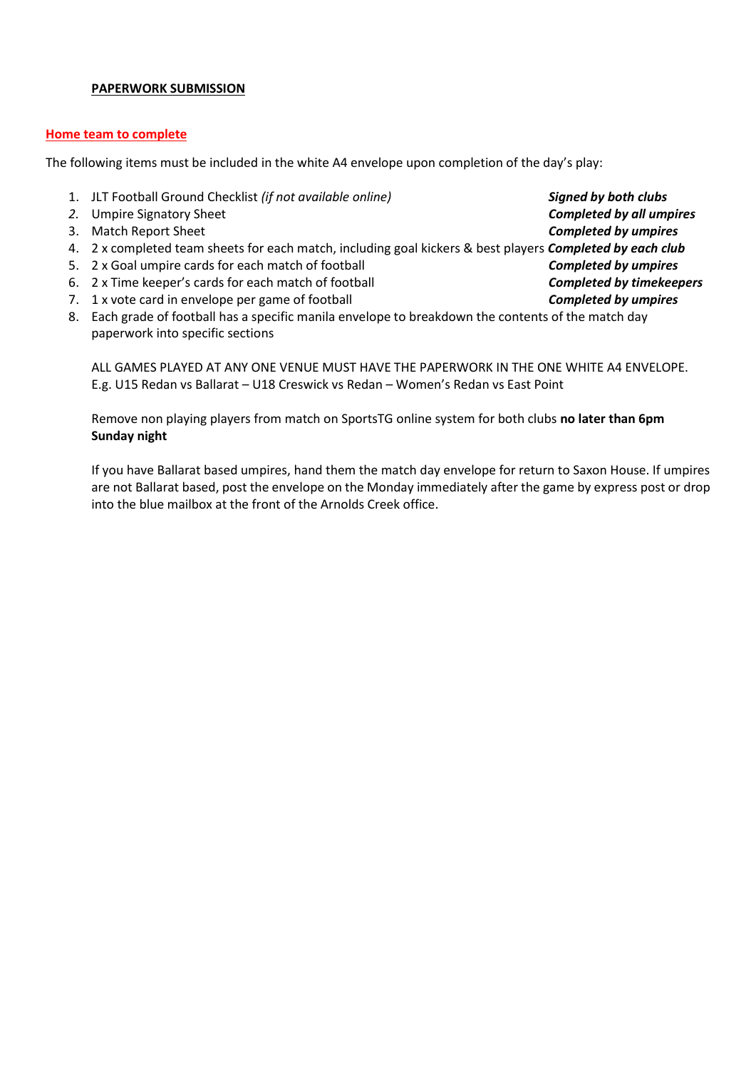**<u>PAPERWORK SUBMISSION</u>**

**<u>Home team to complete</u>**

The following items must be included in the white A4 envelope upon completion of the day's play:

1. JLT Football Ground Checklist *(if not available online)* ***Signed by both clubs***
2. Umpire Signatory Sheet ***Completed by all umpires***
3. Match Report Sheet ***Completed by umpires***
4. 2 x completed team sheets for each match, including goal kickers & best players ***Completed by each club***
5. 2 x Goal umpire cards for each match of football ***Completed by umpires***
6. 2 x Time keeper's cards for each match of football ***Completed by timekeepers***
7. 1 x vote card in envelope per game of football ***Completed by umpires***
8. Each grade of football has a specific manila envelope to breakdown the contents of the match day paperwork into specific sections

   ALL GAMES PLAYED AT ANY ONE VENUE MUST HAVE THE PAPERWORK IN THE ONE WHITE A4 ENVELOPE. E.g. U15 Redan vs Ballarat – U18 Creswick vs Redan – Women's Redan vs East Point

   Remove non playing players from match on SportsTG online system for both clubs **no later than 6pm Sunday night**

   If you have Ballarat based umpires, hand them the match day envelope for return to Saxon House. If umpires are not Ballarat based, post the envelope on the Monday immediately after the game by express post or drop into the blue mailbox at the front of the Arnolds Creek office.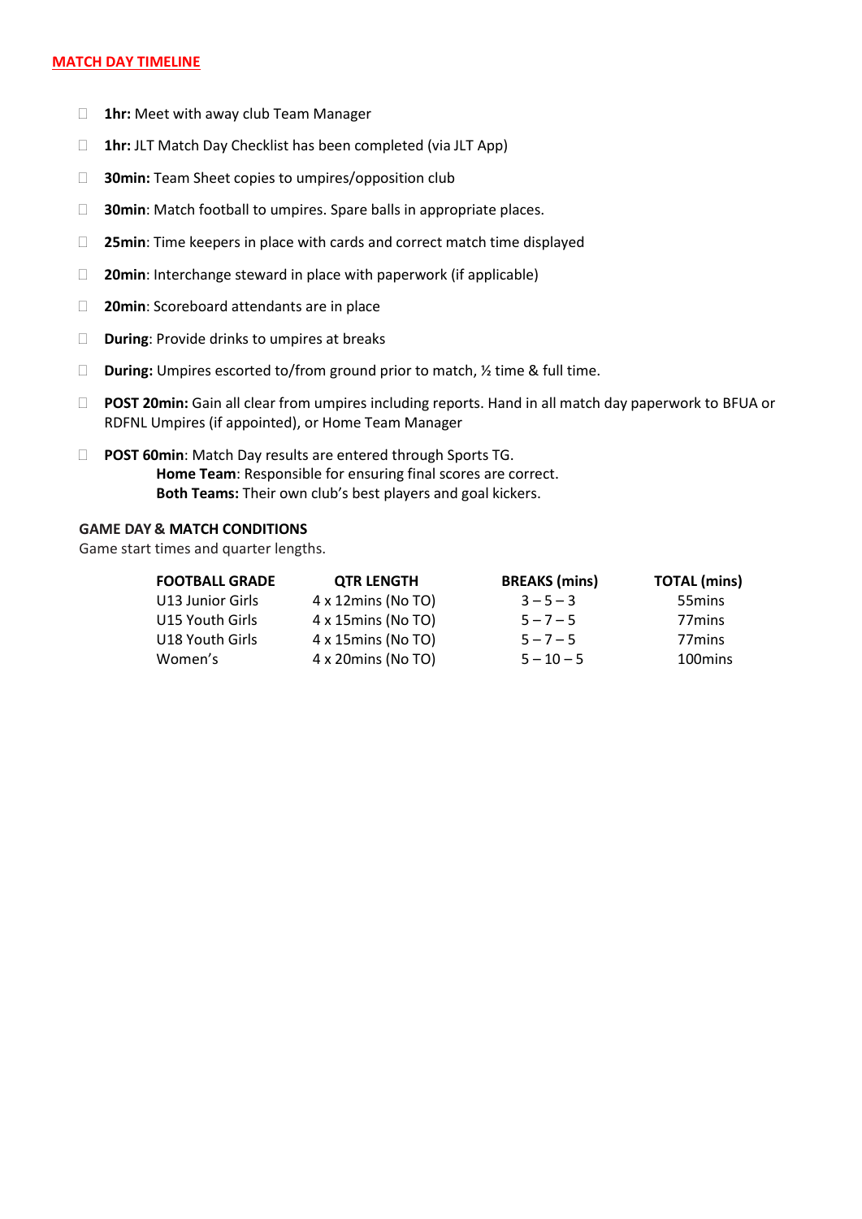## MATCH DAY TIMELINE

- **1hr:** Meet with away club Team Manager
- **1hr:** JLT Match Day Checklist has been completed (via JLT App)
- **30min:** Team Sheet copies to umpires/opposition club
- **30min**: Match football to umpires. Spare balls in appropriate places.
- **25min**: Time keepers in place with cards and correct match time displayed
- **20min**: Interchange steward in place with paperwork (if applicable)
- **20min**: Scoreboard attendants are in place
- **During**: Provide drinks to umpires at breaks
- **During:** Umpires escorted to/from ground prior to match, ½ time & full time.
- **POST 20min:** Gain all clear from umpires including reports. Hand in all match day paperwork to BFUA or RDFNL Umpires (if appointed), or Home Team Manager
- **POST 60min**: Match Day results are entered through Sports TG.
  **Home Team**: Responsible for ensuring final scores are correct.
  **Both Teams:** Their own club's best players and goal kickers.

**GAME DAY & MATCH CONDITIONS**

Game start times and quarter lengths.

| FOOTBALL GRADE | QTR LENGTH | BREAKS (mins) | TOTAL (mins) |
|---|---|---|---|
| U13 Junior Girls | 4 x 12mins (No TO) | 3 – 5 – 3 | 55mins |
| U15 Youth Girls | 4 x 15mins (No TO) | 5 – 7 – 5 | 77mins |
| U18 Youth Girls | 4 x 15mins (No TO) | 5 – 7 – 5 | 77mins |
| Women's | 4 x 20mins (No TO) | 5 – 10 – 5 | 100mins |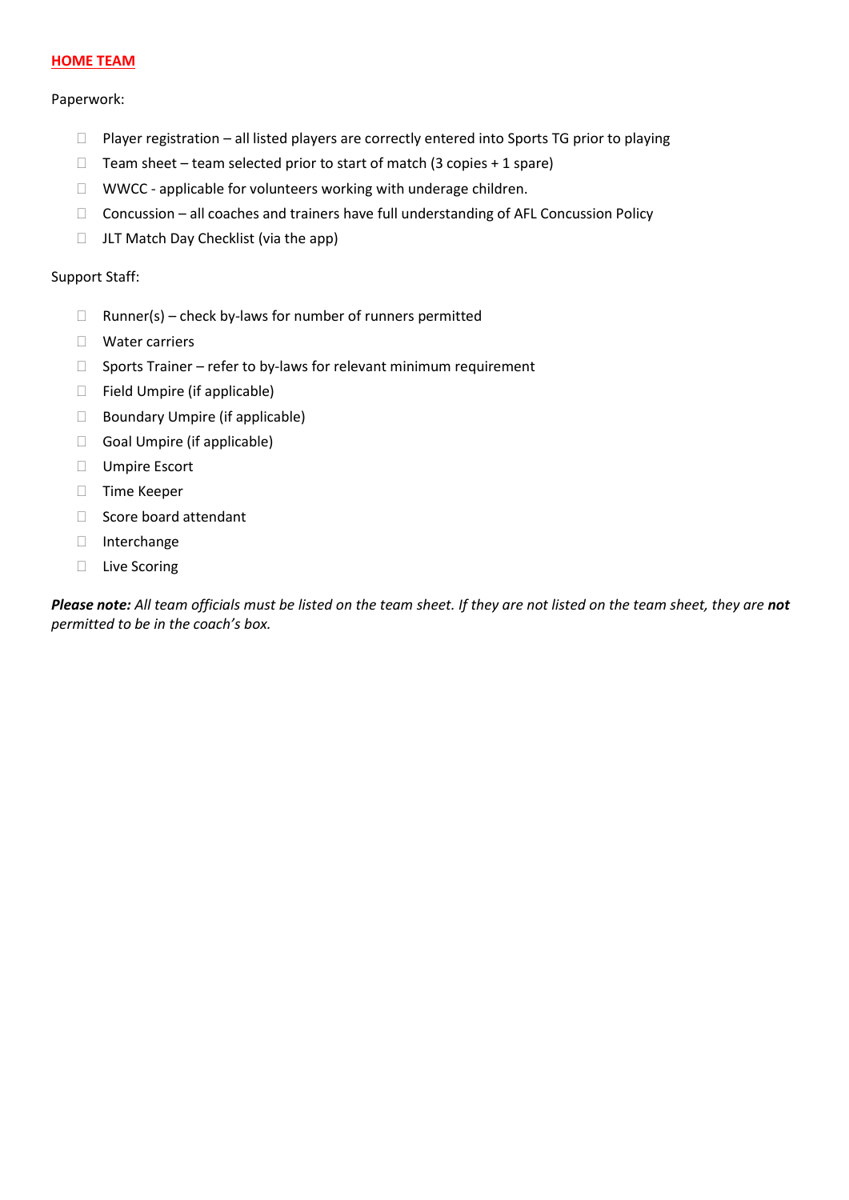**HOME TEAM**

Paperwork:

- Player registration – all listed players are correctly entered into Sports TG prior to playing
- Team sheet – team selected prior to start of match (3 copies + 1 spare)
- WWCC - applicable for volunteers working with underage children.
- Concussion – all coaches and trainers have full understanding of AFL Concussion Policy
- JLT Match Day Checklist (via the app)

Support Staff:

- Runner(s) – check by-laws for number of runners permitted
- Water carriers
- Sports Trainer – refer to by-laws for relevant minimum requirement
- Field Umpire (if applicable)
- Boundary Umpire (if applicable)
- Goal Umpire (if applicable)
- Umpire Escort
- Time Keeper
- Score board attendant
- Interchange
- Live Scoring

***Please note:*** *All team officials must be listed on the team sheet. If they are not listed on the team sheet, they are* ***not*** *permitted to be in the coach's box.*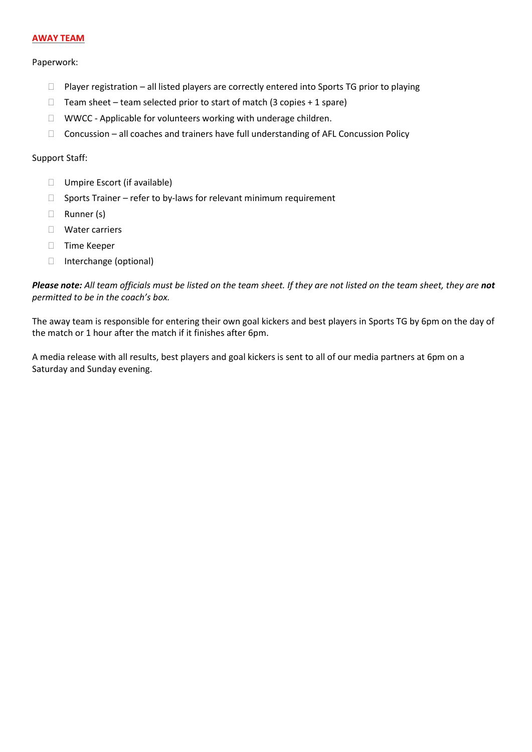## AWAY TEAM

Paperwork:

- ☐ Player registration – all listed players are correctly entered into Sports TG prior to playing
- ☐ Team sheet – team selected prior to start of match (3 copies + 1 spare)
- ☐ WWCC - Applicable for volunteers working with underage children.
- ☐ Concussion – all coaches and trainers have full understanding of AFL Concussion Policy

Support Staff:

- ☐ Umpire Escort (if available)
- ☐ Sports Trainer – refer to by-laws for relevant minimum requirement
- ☐ Runner (s)
- ☐ Water carriers
- ☐ Time Keeper
- ☐ Interchange (optional)

***Please note:*** *All team officials must be listed on the team sheet. If they are not listed on the team sheet, they are* ***not*** *permitted to be in the coach's box.*

The away team is responsible for entering their own goal kickers and best players in Sports TG by 6pm on the day of the match or 1 hour after the match if it finishes after 6pm.

A media release with all results, best players and goal kickers is sent to all of our media partners at 6pm on a Saturday and Sunday evening.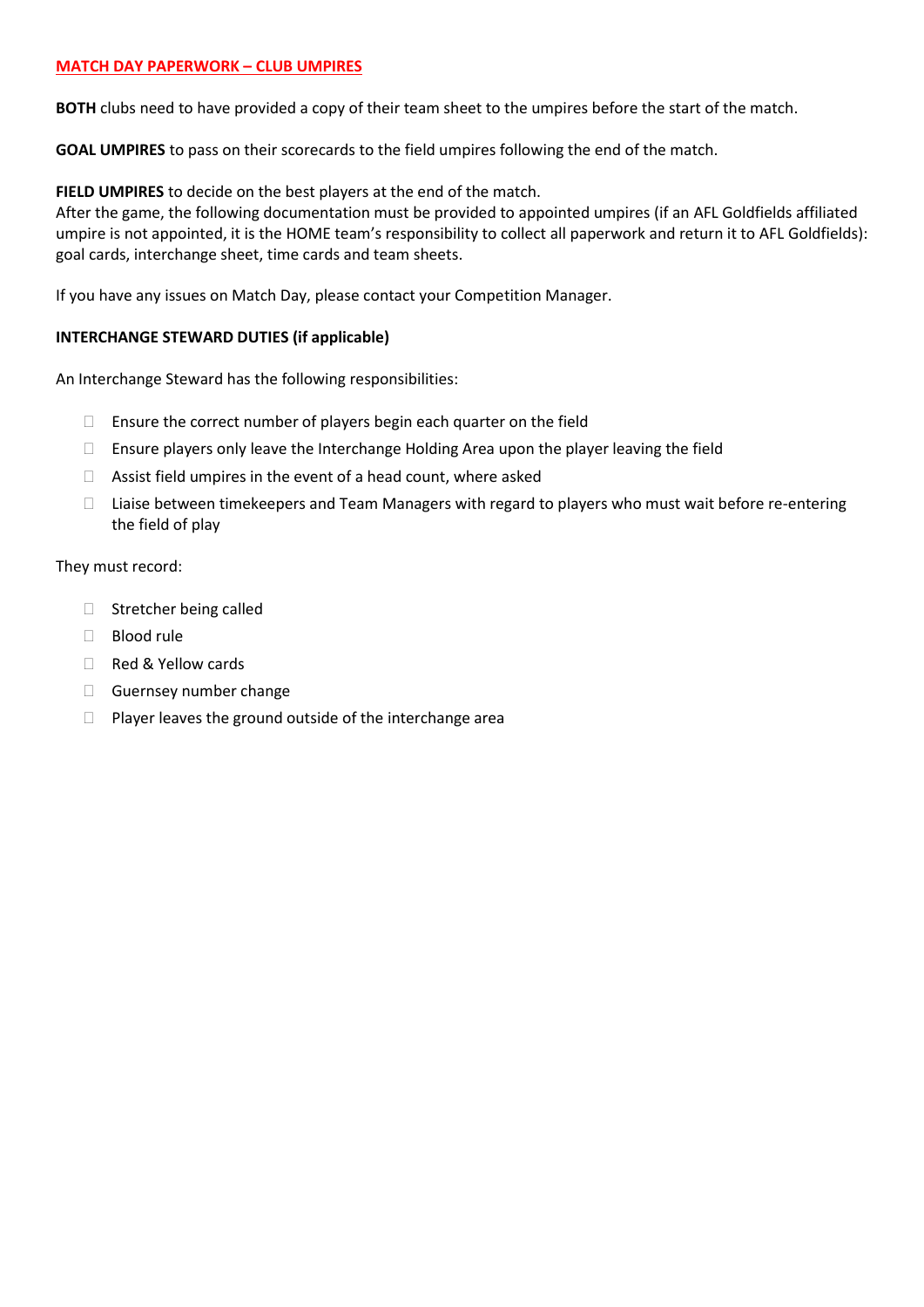## MATCH DAY PAPERWORK – CLUB UMPIRES

**BOTH** clubs need to have provided a copy of their team sheet to the umpires before the start of the match.

**GOAL UMPIRES** to pass on their scorecards to the field umpires following the end of the match.

**FIELD UMPIRES** to decide on the best players at the end of the match.
After the game, the following documentation must be provided to appointed umpires (if an AFL Goldfields affiliated umpire is not appointed, it is the HOME team's responsibility to collect all paperwork and return it to AFL Goldfields): goal cards, interchange sheet, time cards and team sheets.

If you have any issues on Match Day, please contact your Competition Manager.

**INTERCHANGE STEWARD DUTIES (if applicable)**

An Interchange Steward has the following responsibilities:

- Ensure the correct number of players begin each quarter on the field
- Ensure players only leave the Interchange Holding Area upon the player leaving the field
- Assist field umpires in the event of a head count, where asked
- Liaise between timekeepers and Team Managers with regard to players who must wait before re-entering the field of play

They must record:

- Stretcher being called
- Blood rule
- Red & Yellow cards
- Guernsey number change
- Player leaves the ground outside of the interchange area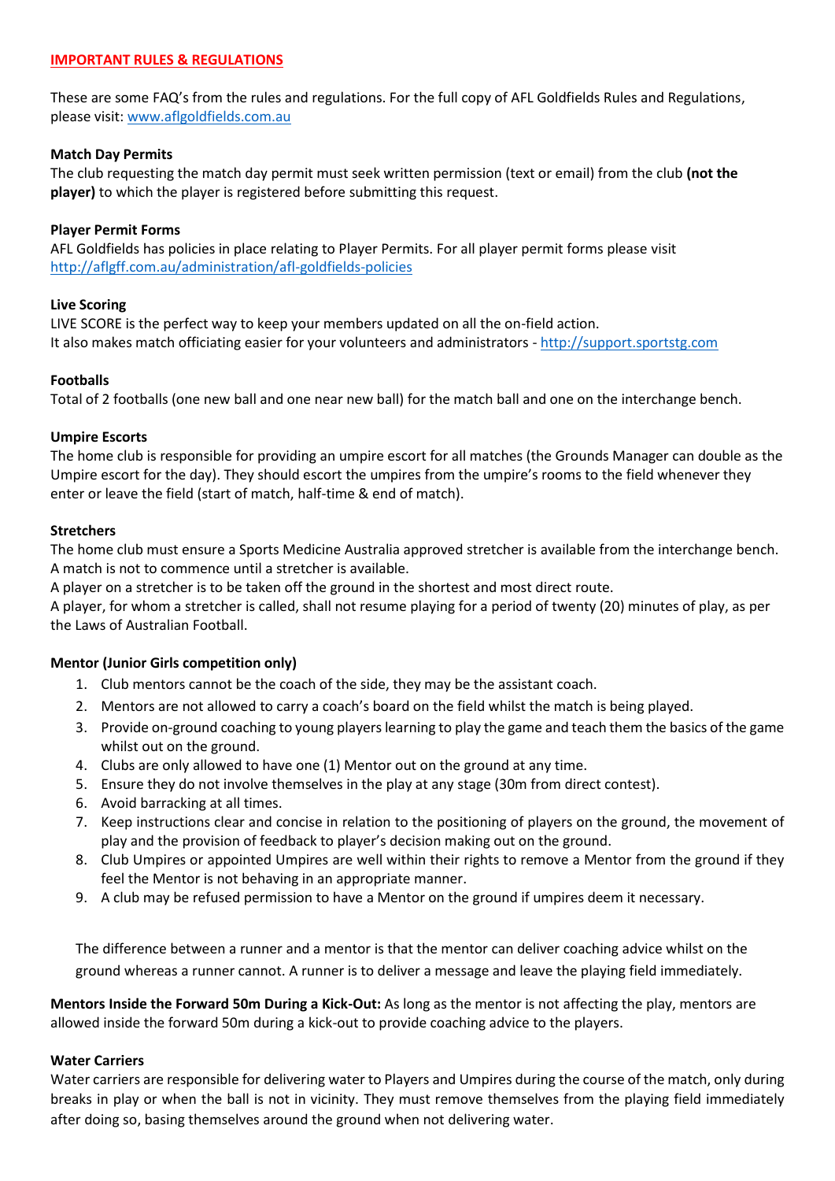## IMPORTANT RULES & REGULATIONS

These are some FAQ's from the rules and regulations. For the full copy of AFL Goldfields Rules and Regulations, please visit: [www.aflgoldfields.com.au](http://www.aflgoldfields.com.au)

**Match Day Permits**

The club requesting the match day permit must seek written permission (text or email) from the club **(not the player)** to which the player is registered before submitting this request.

**Player Permit Forms**

AFL Goldfields has policies in place relating to Player Permits. For all player permit forms please visit [http://aflgff.com.au/administration/afl-goldfields-policies](http://aflgff.com.au/administration/afl-goldfields-policies)

**Live Scoring**

LIVE SCORE is the perfect way to keep your members updated on all the on-field action.
It also makes match officiating easier for your volunteers and administrators - [http://support.sportstg.com](http://support.sportstg.com)

**Footballs**

Total of 2 footballs (one new ball and one near new ball) for the match ball and one on the interchange bench.

**Umpire Escorts**

The home club is responsible for providing an umpire escort for all matches (the Grounds Manager can double as the Umpire escort for the day). They should escort the umpires from the umpire's rooms to the field whenever they enter or leave the field (start of match, half-time & end of match).

**Stretchers**

The home club must ensure a Sports Medicine Australia approved stretcher is available from the interchange bench. A match is not to commence until a stretcher is available.
A player on a stretcher is to be taken off the ground in the shortest and most direct route.
A player, for whom a stretcher is called, shall not resume playing for a period of twenty (20) minutes of play, as per the Laws of Australian Football.

**Mentor (Junior Girls competition only)**

1. Club mentors cannot be the coach of the side, they may be the assistant coach.
2. Mentors are not allowed to carry a coach's board on the field whilst the match is being played.
3. Provide on-ground coaching to young players learning to play the game and teach them the basics of the game whilst out on the ground.
4. Clubs are only allowed to have one (1) Mentor out on the ground at any time.
5. Ensure they do not involve themselves in the play at any stage (30m from direct contest).
6. Avoid barracking at all times.
7. Keep instructions clear and concise in relation to the positioning of players on the ground, the movement of play and the provision of feedback to player's decision making out on the ground.
8. Club Umpires or appointed Umpires are well within their rights to remove a Mentor from the ground if they feel the Mentor is not behaving in an appropriate manner.
9. A club may be refused permission to have a Mentor on the ground if umpires deem it necessary.

The difference between a runner and a mentor is that the mentor can deliver coaching advice whilst on the ground whereas a runner cannot. A runner is to deliver a message and leave the playing field immediately.

**Mentors Inside the Forward 50m During a Kick-Out:** As long as the mentor is not affecting the play, mentors are allowed inside the forward 50m during a kick-out to provide coaching advice to the players.

**Water Carriers**

Water carriers are responsible for delivering water to Players and Umpires during the course of the match, only during breaks in play or when the ball is not in vicinity. They must remove themselves from the playing field immediately after doing so, basing themselves around the ground when not delivering water.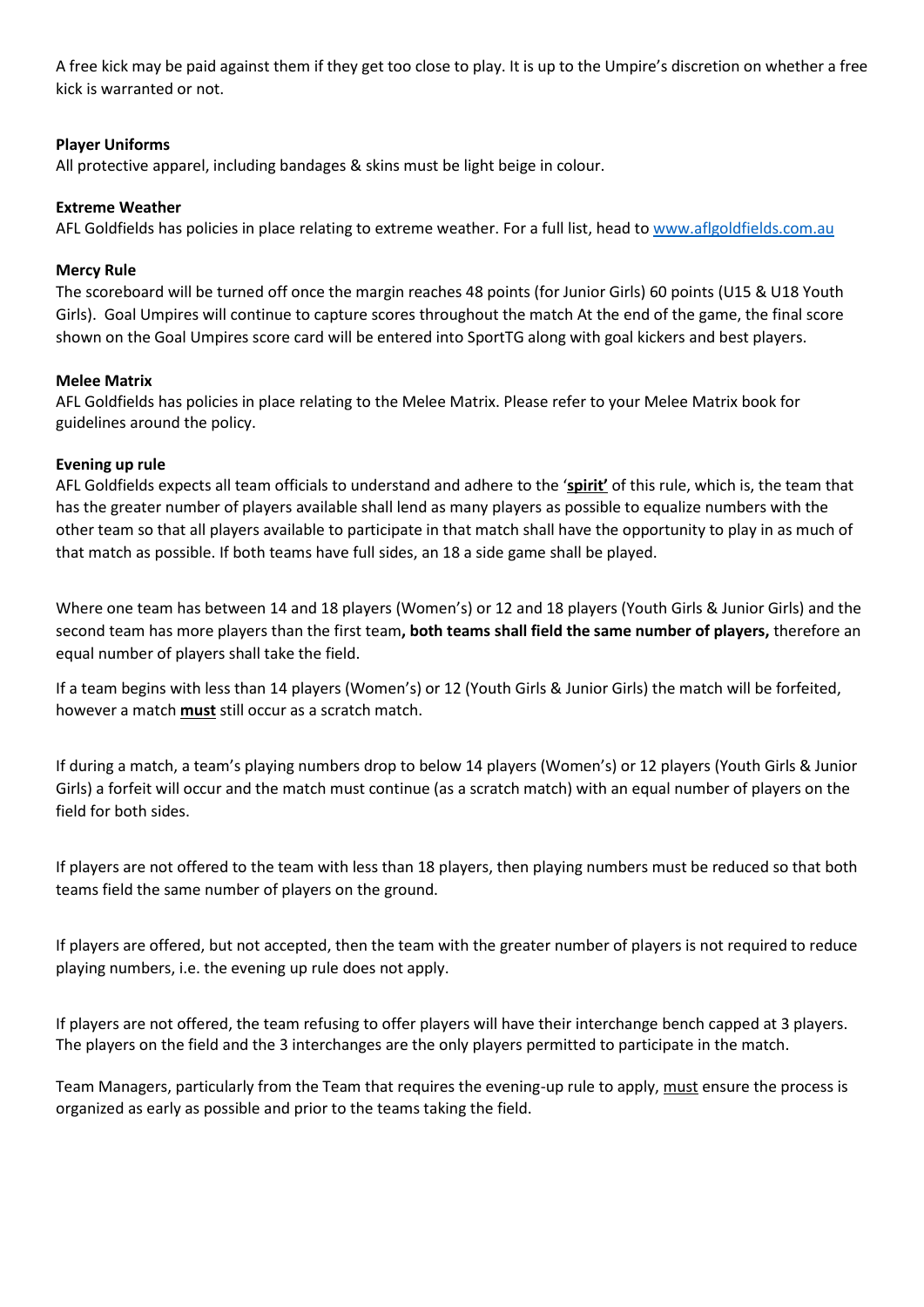A free kick may be paid against them if they get too close to play. It is up to the Umpire's discretion on whether a free kick is warranted or not.

**Player Uniforms**

All protective apparel, including bandages & skins must be light beige in colour.

**Extreme Weather**

AFL Goldfields has policies in place relating to extreme weather. For a full list, head to [www.aflgoldfields.com.au](http://www.aflgoldfields.com.au)

**Mercy Rule**

The scoreboard will be turned off once the margin reaches 48 points (for Junior Girls) 60 points (U15 & U18 Youth Girls). Goal Umpires will continue to capture scores throughout the match At the end of the game, the final score shown on the Goal Umpires score card will be entered into SportTG along with goal kickers and best players.

**Melee Matrix**

AFL Goldfields has policies in place relating to the Melee Matrix. Please refer to your Melee Matrix book for guidelines around the policy.

**Evening up rule**

AFL Goldfields expects all team officials to understand and adhere to the '**spirit'** of this rule, which is, the team that has the greater number of players available shall lend as many players as possible to equalize numbers with the other team so that all players available to participate in that match shall have the opportunity to play in as much of that match as possible. If both teams have full sides, an 18 a side game shall be played.

Where one team has between 14 and 18 players (Women's) or 12 and 18 players (Youth Girls & Junior Girls) and the second team has more players than the first team**, both teams shall field the same number of players,** therefore an equal number of players shall take the field.

If a team begins with less than 14 players (Women's) or 12 (Youth Girls & Junior Girls) the match will be forfeited, however a match **must** still occur as a scratch match.

If during a match, a team's playing numbers drop to below 14 players (Women's) or 12 players (Youth Girls & Junior Girls) a forfeit will occur and the match must continue (as a scratch match) with an equal number of players on the field for both sides.

If players are not offered to the team with less than 18 players, then playing numbers must be reduced so that both teams field the same number of players on the ground.

If players are offered, but not accepted, then the team with the greater number of players is not required to reduce playing numbers, i.e. the evening up rule does not apply.

If players are not offered, the team refusing to offer players will have their interchange bench capped at 3 players. The players on the field and the 3 interchanges are the only players permitted to participate in the match.

Team Managers, particularly from the Team that requires the evening-up rule to apply, must ensure the process is organized as early as possible and prior to the teams taking the field.